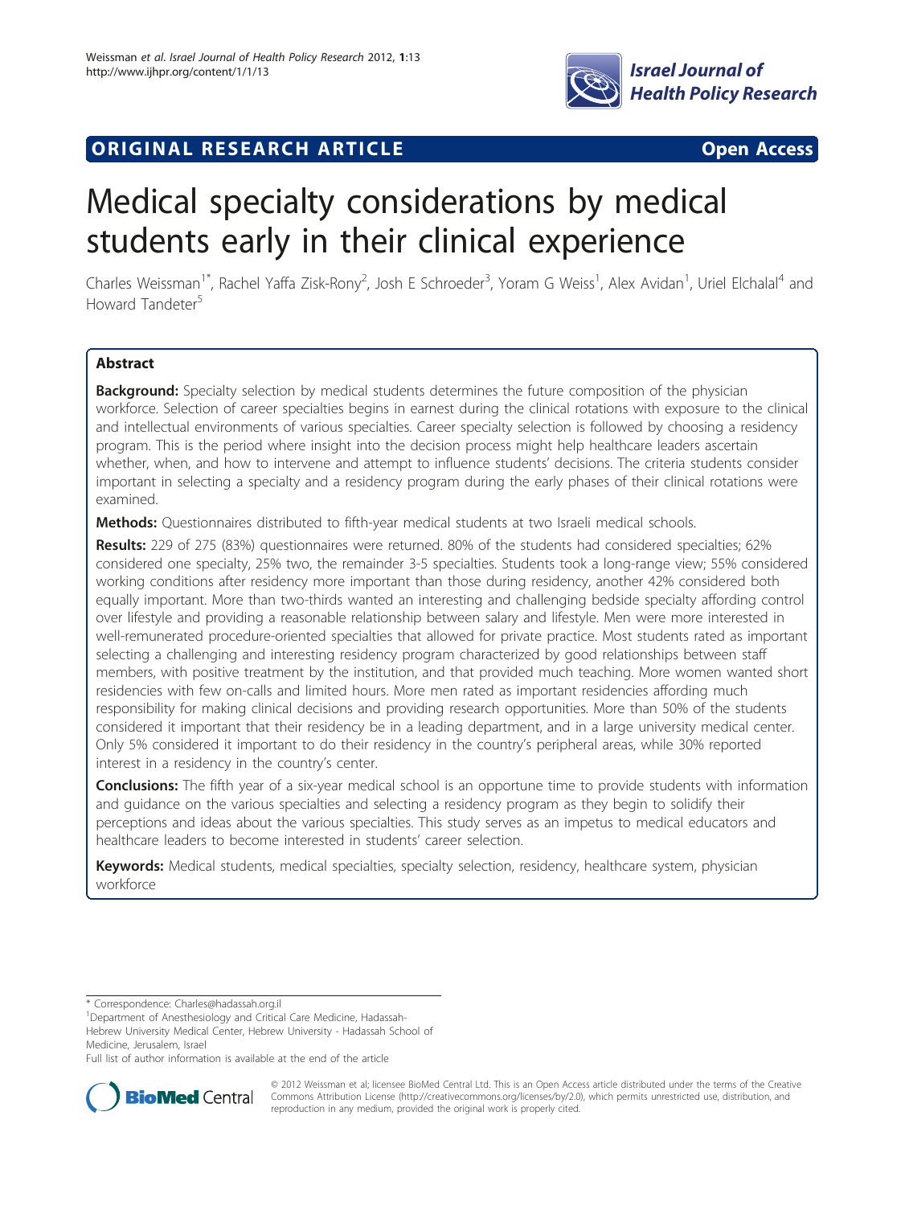ORIGINAL RESEARCH ARTICLE Open Access

# Medical specialty considerations by medical students early in their clinical experience

Charles Weissman[1*], Rachel Yaffa Zisk-Rony[2], Josh E Schroeder[3], Yoram G Weiss[1], Alex Avidan[1], Uriel Elchalal[4] and Howard Tandeter[5]

## Abstract

**Background:** Specialty selection by medical students determines the future composition of the physician workforce. Selection of career specialties begins in earnest during the clinical rotations with exposure to the clinical and intellectual environments of various specialties. Career specialty selection is followed by choosing a residency program. This is the period where insight into the decision process might help healthcare leaders ascertain whether, when, and how to intervene and attempt to influence students' decisions. The criteria students consider important in selecting a specialty and a residency program during the early phases of their clinical rotations were examined.

**Methods:** Questionnaires distributed to fifth-year medical students at two Israeli medical schools.

**Results:** 229 of 275 (83%) questionnaires were returned. 80% of the students had considered specialties; 62% considered one specialty, 25% two, the remainder 3-5 specialties. Students took a long-range view; 55% considered working conditions after residency more important than those during residency, another 42% considered both equally important. More than two-thirds wanted an interesting and challenging bedside specialty affording control over lifestyle and providing a reasonable relationship between salary and lifestyle. Men were more interested in well-remunerated procedure-oriented specialties that allowed for private practice. Most students rated as important selecting a challenging and interesting residency program characterized by good relationships between staff members, with positive treatment by the institution, and that provided much teaching. More women wanted short residencies with few on-calls and limited hours. More men rated as important residencies affording much responsibility for making clinical decisions and providing research opportunities. More than 50% of the students considered it important that their residency be in a leading department, and in a large university medical center. Only 5% considered it important to do their residency in the country's peripheral areas, while 30% reported interest in a residency in the country's center.

**Conclusions:** The fifth year of a six-year medical school is an opportune time to provide students with information and guidance on the various specialties and selecting a residency program as they begin to solidify their perceptions and ideas about the various specialties. This study serves as an impetus to medical educators and healthcare leaders to become interested in students' career selection.

**Keywords:** Medical students, medical specialties, specialty selection, residency, healthcare system, physician workforce

---

\* Correspondence: Charles@hadassah.org.il
[1]Department of Anesthesiology and Critical Care Medicine, Hadassah-Hebrew University Medical Center, Hebrew University - Hadassah School of Medicine, Jerusalem, Israel
Full list of author information is available at the end of the article

© 2012 Weissman et al; licensee BioMed Central Ltd. This is an Open Access article distributed under the terms of the Creative Commons Attribution License (http://creativecommons.org/licenses/by/2.0), which permits unrestricted use, distribution, and reproduction in any medium, provided the original work is properly cited.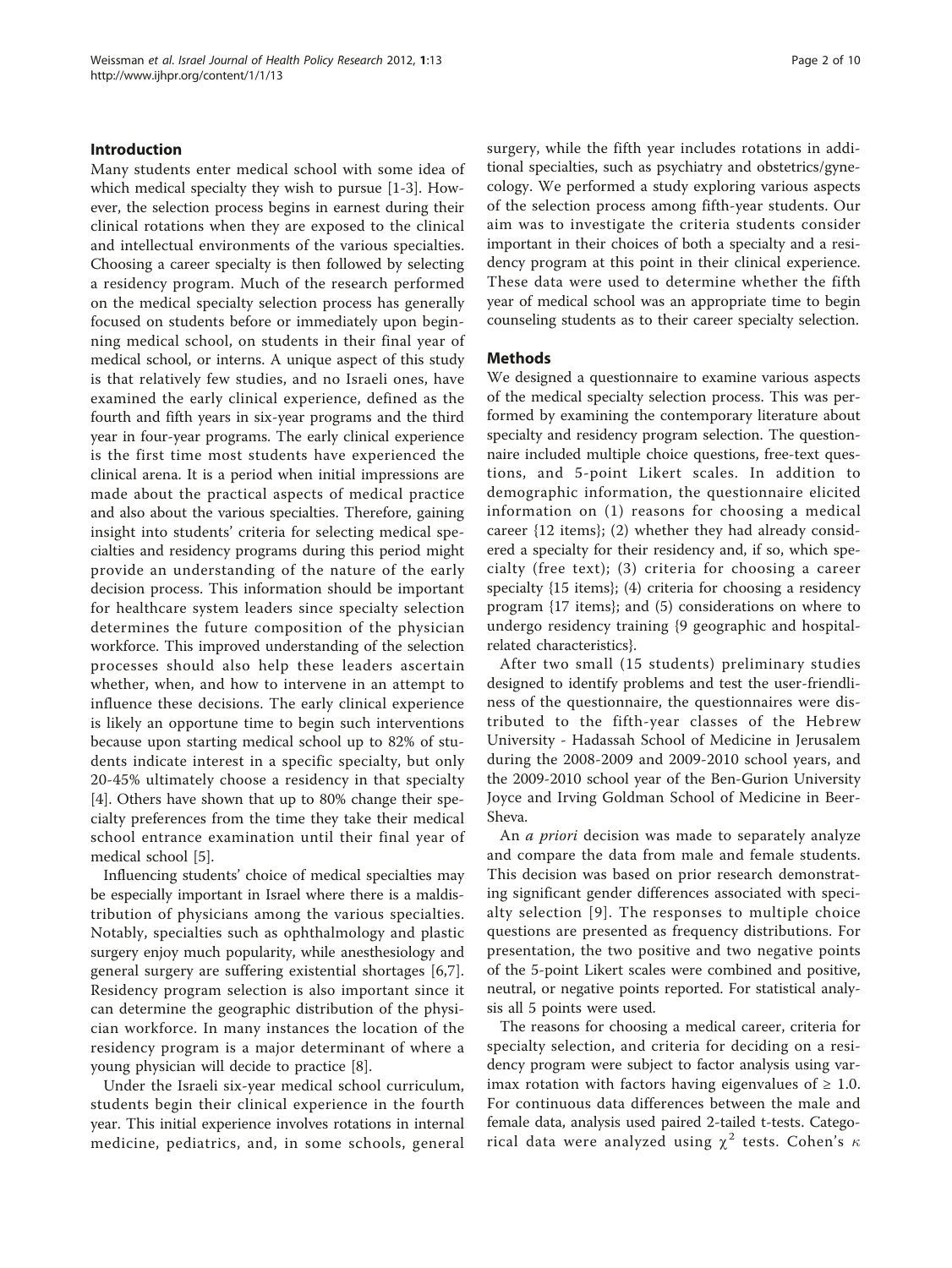## Introduction

Many students enter medical school with some idea of which medical specialty they wish to pursue [1-3]. However, the selection process begins in earnest during their clinical rotations when they are exposed to the clinical and intellectual environments of the various specialties. Choosing a career specialty is then followed by selecting a residency program. Much of the research performed on the medical specialty selection process has generally focused on students before or immediately upon beginning medical school, on students in their final year of medical school, or interns. A unique aspect of this study is that relatively few studies, and no Israeli ones, have examined the early clinical experience, defined as the fourth and fifth years in six-year programs and the third year in four-year programs. The early clinical experience is the first time most students have experienced the clinical arena. It is a period when initial impressions are made about the practical aspects of medical practice and also about the various specialties. Therefore, gaining insight into students' criteria for selecting medical specialties and residency programs during this period might provide an understanding of the nature of the early decision process. This information should be important for healthcare system leaders since specialty selection determines the future composition of the physician workforce. This improved understanding of the selection processes should also help these leaders ascertain whether, when, and how to intervene in an attempt to influence these decisions. The early clinical experience is likely an opportune time to begin such interventions because upon starting medical school up to 82% of students indicate interest in a specific specialty, but only 20-45% ultimately choose a residency in that specialty [4]. Others have shown that up to 80% change their specialty preferences from the time they take their medical school entrance examination until their final year of medical school [5].

Influencing students' choice of medical specialties may be especially important in Israel where there is a maldistribution of physicians among the various specialties. Notably, specialties such as ophthalmology and plastic surgery enjoy much popularity, while anesthesiology and general surgery are suffering existential shortages [6,7]. Residency program selection is also important since it can determine the geographic distribution of the physician workforce. In many instances the location of the residency program is a major determinant of where a young physician will decide to practice [8].

Under the Israeli six-year medical school curriculum, students begin their clinical experience in the fourth year. This initial experience involves rotations in internal medicine, pediatrics, and, in some schools, general surgery, while the fifth year includes rotations in additional specialties, such as psychiatry and obstetrics/gynecology. We performed a study exploring various aspects of the selection process among fifth-year students. Our aim was to investigate the criteria students consider important in their choices of both a specialty and a residency program at this point in their clinical experience. These data were used to determine whether the fifth year of medical school was an appropriate time to begin counseling students as to their career specialty selection.

## Methods

We designed a questionnaire to examine various aspects of the medical specialty selection process. This was performed by examining the contemporary literature about specialty and residency program selection. The questionnaire included multiple choice questions, free-text questions, and 5-point Likert scales. In addition to demographic information, the questionnaire elicited information on (1) reasons for choosing a medical career {12 items}; (2) whether they had already considered a specialty for their residency and, if so, which specialty (free text); (3) criteria for choosing a career specialty {15 items}; (4) criteria for choosing a residency program {17 items}; and (5) considerations on where to undergo residency training {9 geographic and hospital-related characteristics}.

After two small (15 students) preliminary studies designed to identify problems and test the user-friendliness of the questionnaire, the questionnaires were distributed to the fifth-year classes of the Hebrew University - Hadassah School of Medicine in Jerusalem during the 2008-2009 and 2009-2010 school years, and the 2009-2010 school year of the Ben-Gurion University Joyce and Irving Goldman School of Medicine in Beer-Sheva.

An *a priori* decision was made to separately analyze and compare the data from male and female students. This decision was based on prior research demonstrating significant gender differences associated with specialty selection [9]. The responses to multiple choice questions are presented as frequency distributions. For presentation, the two positive and two negative points of the 5-point Likert scales were combined and positive, neutral, or negative points reported. For statistical analysis all 5 points were used.

The reasons for choosing a medical career, criteria for specialty selection, and criteria for deciding on a residency program were subject to factor analysis using varimax rotation with factors having eigenvalues of $\geq 1.0$. For continuous data differences between the male and female data, analysis used paired 2-tailed t-tests. Categorical data were analyzed using $\chi^2$ tests. Cohen's $\kappa$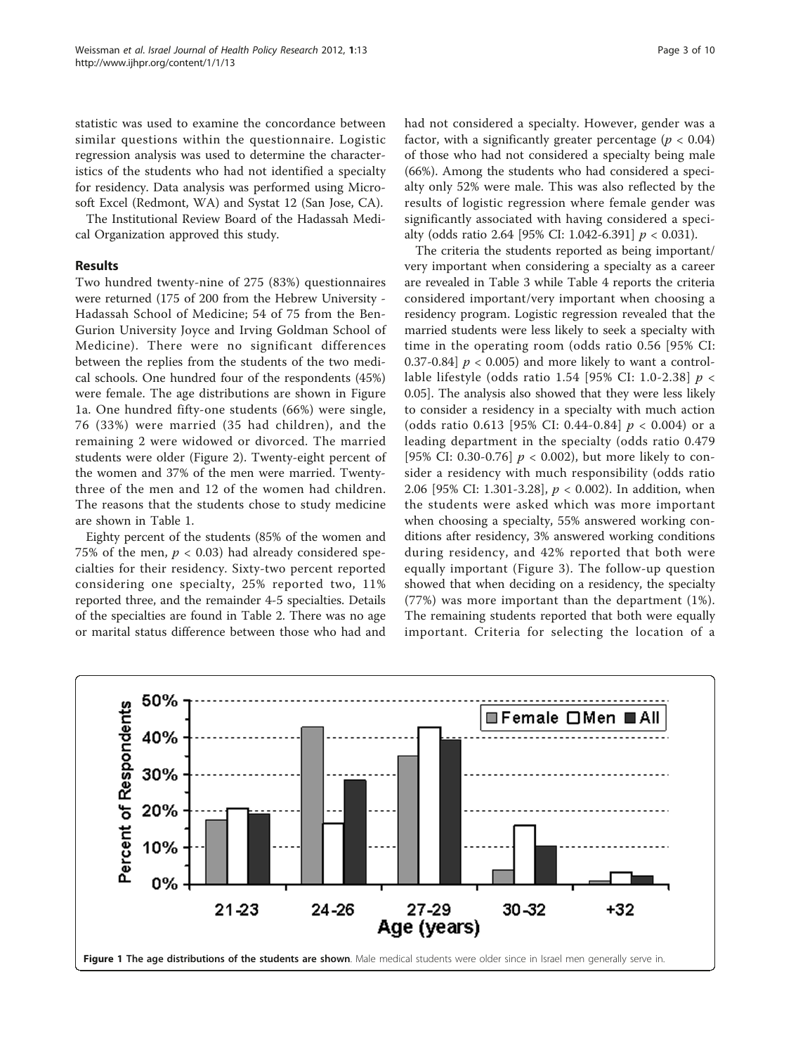statistic was used to examine the concordance between similar questions within the questionnaire. Logistic regression analysis was used to determine the characteristics of the students who had not identified a specialty for residency. Data analysis was performed using Microsoft Excel (Redmont, WA) and Systat 12 (San Jose, CA).

The Institutional Review Board of the Hadassah Medical Organization approved this study.

## Results

Two hundred twenty-nine of 275 (83%) questionnaires were returned (175 of 200 from the Hebrew University - Hadassah School of Medicine; 54 of 75 from the Ben-Gurion University Joyce and Irving Goldman School of Medicine). There were no significant differences between the replies from the students of the two medical schools. One hundred four of the respondents (45%) were female. The age distributions are shown in Figure 1a. One hundred fifty-one students (66%) were single, 76 (33%) were married (35 had children), and the remaining 2 were widowed or divorced. The married students were older (Figure 2). Twenty-eight percent of the women and 37% of the men were married. Twenty-three of the men and 12 of the women had children. The reasons that the students chose to study medicine are shown in Table 1.

Eighty percent of the students (85% of the women and 75% of the men, $p < 0.03$) had already considered specialties for their residency. Sixty-two percent reported considering one specialty, 25% reported two, 11% reported three, and the remainder 4-5 specialties. Details of the specialties are found in Table 2. There was no age or marital status difference between those who had and had not considered a specialty. However, gender was a factor, with a significantly greater percentage ($p < 0.04$) of those who had not considered a specialty being male (66%). Among the students who had considered a specialty only 52% were male. This was also reflected by the results of logistic regression where female gender was significantly associated with having considered a specialty (odds ratio 2.64 [95% CI: 1.042-6.391] $p < 0.031$).

The criteria the students reported as being important/very important when considering a specialty as a career are revealed in Table 3 while Table 4 reports the criteria considered important/very important when choosing a residency program. Logistic regression revealed that the married students were less likely to seek a specialty with time in the operating room (odds ratio 0.56 [95% CI: 0.37-0.84] $p < 0.005$) and more likely to want a controllable lifestyle (odds ratio 1.54 [95% CI: 1.0-2.38] $p < 0.05$]. The analysis also showed that they were less likely to consider a residency in a specialty with much action (odds ratio 0.613 [95% CI: 0.44-0.84] $p < 0.004$) or a leading department in the specialty (odds ratio 0.479 [95% CI: 0.30-0.76] $p < 0.002$), but more likely to consider a residency with much responsibility (odds ratio 2.06 [95% CI: 1.301-3.28], $p < 0.002$). In addition, when the students were asked which was more important when choosing a specialty, 55% answered working conditions after residency, 3% answered working conditions during residency, and 42% reported that both were equally important (Figure 3). The follow-up question showed that when deciding on a residency, the specialty (77%) was more important than the department (1%). The remaining students reported that both were equally important. Criteria for selecting the location of a

**Figure 1 The age distributions of the students are shown**. Male medical students were older since in Israel men generally serve in.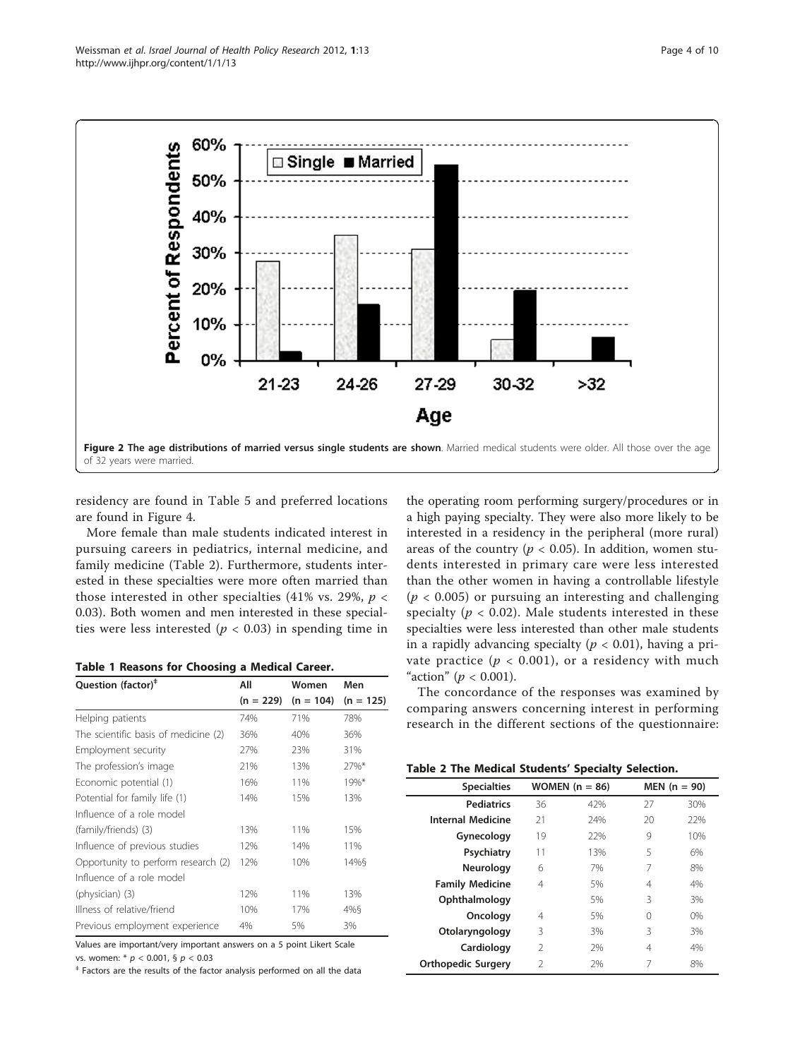Figure 2 The age distributions of married versus single students are shown. Married medical students were older. All those over the age of 32 years were married.

residency are found in Table 5 and preferred locations are found in Figure 4.

More female than male students indicated interest in pursuing careers in pediatrics, internal medicine, and family medicine (Table 2). Furthermore, students interested in these specialties were more often married than those interested in other specialties (41% vs. 29%, $p < 0.03$). Both women and men interested in these specialties were less interested ($p < 0.03$) in spending time in the operating room performing surgery/procedures or in a high paying specialty. They were also more likely to be interested in a residency in the peripheral (more rural) areas of the country ($p < 0.05$). In addition, women students interested in primary care were less interested than the other women in having a controllable lifestyle ($p < 0.005$) or pursuing an interesting and challenging specialty ($p < 0.02$). Male students interested in these specialties were less interested than other male students in a rapidly advancing specialty ($p < 0.01$), having a private practice ($p < 0.001$), or a residency with much "action" ($p < 0.001$).

The concordance of the responses was examined by comparing answers concerning interest in performing research in the different sections of the questionnaire:

**Table 1 Reasons for Choosing a Medical Career.**

| Question (factor)[‡] | All (n = 229) | Women (n = 104) | Men (n = 125) |
|---|---|---|---|
| Helping patients | 74% | 71% | 78% |
| The scientific basis of medicine (2) | 36% | 40% | 36% |
| Employment security | 27% | 23% | 31% |
| The profession's image | 21% | 13% | 27%* |
| Economic potential (1) | 16% | 11% | 19%* |
| Potential for family life (1) | 14% | 15% | 13% |
| Influence of a role model (family/friends) (3) | 13% | 11% | 15% |
| Influence of previous studies | 12% | 14% | 11% |
| Opportunity to perform research (2) | 12% | 10% | 14%§ |
| Influence of a role model (physician) (3) | 12% | 11% | 13% |
| Illness of relative/friend | 10% | 17% | 4%§ |
| Previous employment experience | 4% | 5% | 3% |

Values are important/very important answers on a 5 point Likert Scale

vs. women: * $p < 0.001$, § $p < 0.03$

‡ Factors are the results of the factor analysis performed on all the data

**Table 2 The Medical Students' Specialty Selection.**

| Specialties | WOMEN (n = 86) | | MEN (n = 90) | |
|---|---|---|---|---|
| Pediatrics | 36 | 42% | 27 | 30% |
| Internal Medicine | 21 | 24% | 20 | 22% |
| Gynecology | 19 | 22% | 9 | 10% |
| Psychiatry | 11 | 13% | 5 | 6% |
| Neurology | 6 | 7% | 7 | 8% |
| Family Medicine | 4 | 5% | 4 | 4% |
| Ophthalmology | | 5% | 3 | 3% |
| Oncology | 4 | 5% | 0 | 0% |
| Otolaryngology | 3 | 3% | 3 | 3% |
| Cardiology | 2 | 2% | 4 | 4% |
| Orthopedic Surgery | 2 | 2% | 7 | 8% |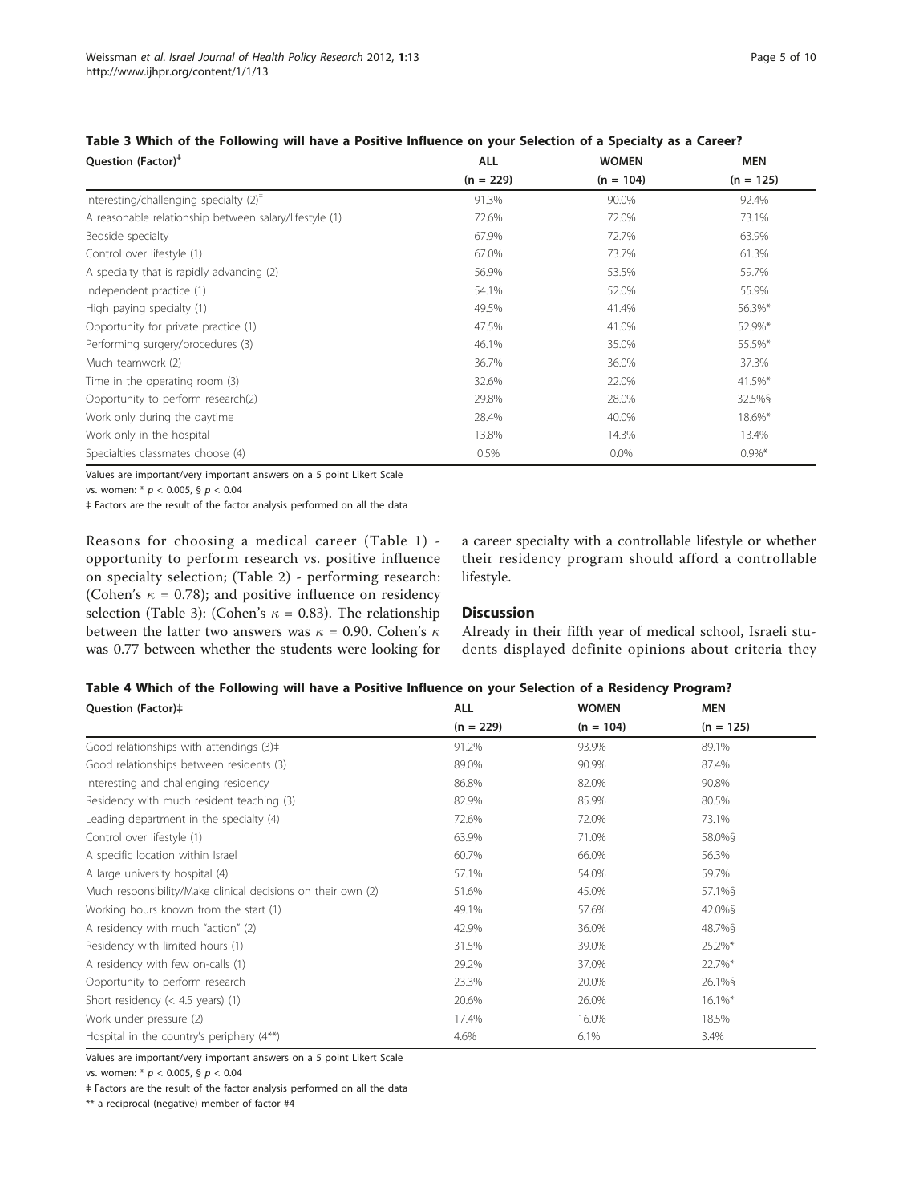**Table 3 Which of the Following will have a Positive Influence on your Selection of a Specialty as a Career?**

| Question (Factor)‡ | ALL | WOMEN | MEN |
|---|---|---|---|
| | (n = 229) | (n = 104) | (n = 125) |
| Interesting/challenging specialty (2)‡ | 91.3% | 90.0% | 92.4% |
| A reasonable relationship between salary/lifestyle (1) | 72.6% | 72.0% | 73.1% |
| Bedside specialty | 67.9% | 72.7% | 63.9% |
| Control over lifestyle (1) | 67.0% | 73.7% | 61.3% |
| A specialty that is rapidly advancing (2) | 56.9% | 53.5% | 59.7% |
| Independent practice (1) | 54.1% | 52.0% | 55.9% |
| High paying specialty (1) | 49.5% | 41.4% | 56.3%* |
| Opportunity for private practice (1) | 47.5% | 41.0% | 52.9%* |
| Performing surgery/procedures (3) | 46.1% | 35.0% | 55.5%* |
| Much teamwork (2) | 36.7% | 36.0% | 37.3% |
| Time in the operating room (3) | 32.6% | 22.0% | 41.5%* |
| Opportunity to perform research(2) | 29.8% | 28.0% | 32.5%§ |
| Work only during the daytime | 28.4% | 40.0% | 18.6%* |
| Work only in the hospital | 13.8% | 14.3% | 13.4% |
| Specialties classmates choose (4) | 0.5% | 0.0% | 0.9%* |

Values are important/very important answers on a 5 point Likert Scale

vs. women: * $p < 0.005$, § $p < 0.04$

‡ Factors are the result of the factor analysis performed on all the data

Reasons for choosing a medical career (Table 1) - opportunity to perform research vs. positive influence on specialty selection; (Table 2) - performing research: (Cohen's $\kappa = 0.78$); and positive influence on residency selection (Table 3): (Cohen's $\kappa = 0.83$). The relationship between the latter two answers was $\kappa = 0.90$. Cohen's $\kappa$ was 0.77 between whether the students were looking for a career specialty with a controllable lifestyle or whether their residency program should afford a controllable lifestyle.

## Discussion

Already in their fifth year of medical school, Israeli students displayed definite opinions about criteria they

**Table 4 Which of the Following will have a Positive Influence on your Selection of a Residency Program?**

| Question (Factor)‡ | ALL | WOMEN | MEN |
|---|---|---|---|
| | (n = 229) | (n = 104) | (n = 125) |
| Good relationships with attendings (3)‡ | 91.2% | 93.9% | 89.1% |
| Good relationships between residents (3) | 89.0% | 90.9% | 87.4% |
| Interesting and challenging residency | 86.8% | 82.0% | 90.8% |
| Residency with much resident teaching (3) | 82.9% | 85.9% | 80.5% |
| Leading department in the specialty (4) | 72.6% | 72.0% | 73.1% |
| Control over lifestyle (1) | 63.9% | 71.0% | 58.0%§ |
| A specific location within Israel | 60.7% | 66.0% | 56.3% |
| A large university hospital (4) | 57.1% | 54.0% | 59.7% |
| Much responsibility/Make clinical decisions on their own (2) | 51.6% | 45.0% | 57.1%§ |
| Working hours known from the start (1) | 49.1% | 57.6% | 42.0%§ |
| A residency with much "action" (2) | 42.9% | 36.0% | 48.7%§ |
| Residency with limited hours (1) | 31.5% | 39.0% | 25.2%* |
| A residency with few on-calls (1) | 29.2% | 37.0% | 22.7%* |
| Opportunity to perform research | 23.3% | 20.0% | 26.1%§ |
| Short residency (< 4.5 years) (1) | 20.6% | 26.0% | 16.1%* |
| Work under pressure (2) | 17.4% | 16.0% | 18.5% |
| Hospital in the country's periphery (4**) | 4.6% | 6.1% | 3.4% |

Values are important/very important answers on a 5 point Likert Scale

vs. women: * $p < 0.005$, § $p < 0.04$

‡ Factors are the result of the factor analysis performed on all the data

** a reciprocal (negative) member of factor #4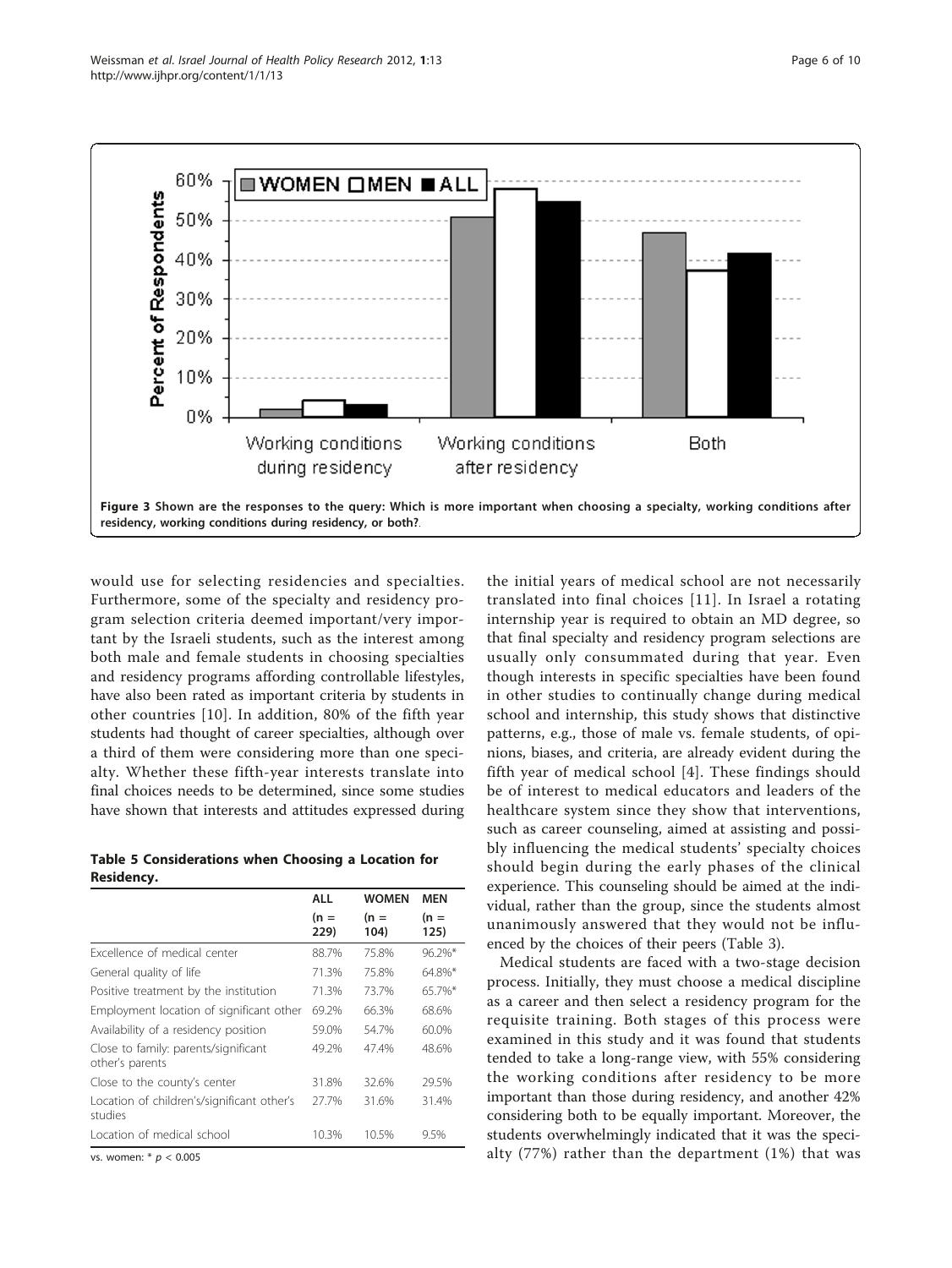Figure 3 Shown are the responses to the query: Which is more important when choosing a specialty, working conditions after residency, working conditions during residency, or both?.

would use for selecting residencies and specialties. Furthermore, some of the specialty and residency program selection criteria deemed important/very important by the Israeli students, such as the interest among both male and female students in choosing specialties and residency programs affording controllable lifestyles, have also been rated as important criteria by students in other countries [10]. In addition, 80% of the fifth year students had thought of career specialties, although over a third of them were considering more than one specialty. Whether these fifth-year interests translate into final choices needs to be determined, since some studies have shown that interests and attitudes expressed during the initial years of medical school are not necessarily translated into final choices [11]. In Israel a rotating internship year is required to obtain an MD degree, so that final specialty and residency program selections are usually only consummated during that year. Even though interests in specific specialties have been found in other studies to continually change during medical school and internship, this study shows that distinctive patterns, e.g., those of male vs. female students, of opinions, biases, and criteria, are already evident during the fifth year of medical school [4]. These findings should be of interest to medical educators and leaders of the healthcare system since they show that interventions, such as career counseling, aimed at assisting and possibly influencing the medical students' specialty choices should begin during the early phases of the clinical experience. This counseling should be aimed at the individual, rather than the group, since the students almost unanimously answered that they would not be influenced by the choices of their peers (Table 3).

**Table 5 Considerations when Choosing a Location for Residency.**

| | ALL (n = 229) | WOMEN (n = 104) | MEN (n = 125) |
|---|---|---|---|
| Excellence of medical center | 88.7% | 75.8% | 96.2%* |
| General quality of life | 71.3% | 75.8% | 64.8%* |
| Positive treatment by the institution | 71.3% | 73.7% | 65.7%* |
| Employment location of significant other | 69.2% | 66.3% | 68.6% |
| Availability of a residency position | 59.0% | 54.7% | 60.0% |
| Close to family: parents/significant other's parents | 49.2% | 47.4% | 48.6% |
| Close to the county's center | 31.8% | 32.6% | 29.5% |
| Location of children's/significant other's studies | 27.7% | 31.6% | 31.4% |
| Location of medical school | 10.3% | 10.5% | 9.5% |

vs. women: * $p < 0.005$

Medical students are faced with a two-stage decision process. Initially, they must choose a medical discipline as a career and then select a residency program for the requisite training. Both stages of this process were examined in this study and it was found that students tended to take a long-range view, with 55% considering the working conditions after residency to be more important than those during residency, and another 42% considering both to be equally important. Moreover, the students overwhelmingly indicated that it was the specialty (77%) rather than the department (1%) that was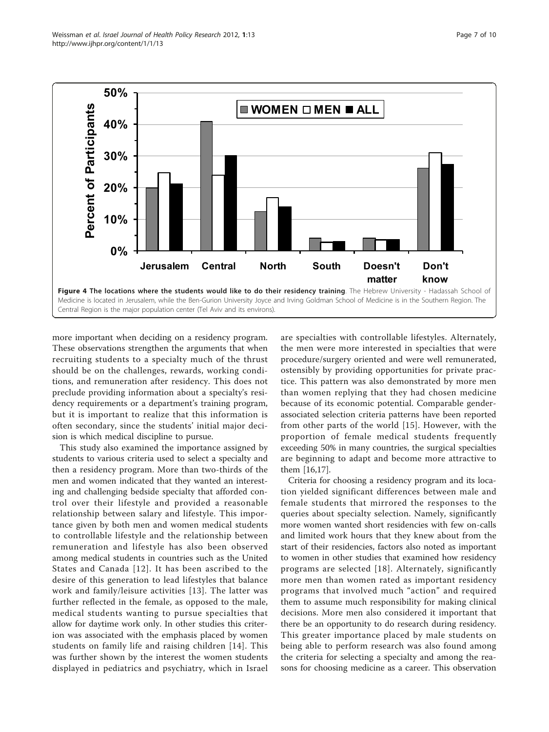Figure 4 The locations where the students would like to do their residency training. The Hebrew University - Hadassah School of Medicine is located in Jerusalem, while the Ben-Gurion University Joyce and Irving Goldman School of Medicine is in the Southern Region. The Central Region is the major population center (Tel Aviv and its environs).

more important when deciding on a residency program. These observations strengthen the arguments that when recruiting students to a specialty much of the thrust should be on the challenges, rewards, working conditions, and remuneration after residency. This does not preclude providing information about a specialty's residency requirements or a department's training program, but it is important to realize that this information is often secondary, since the students' initial major decision is which medical discipline to pursue.

This study also examined the importance assigned by students to various criteria used to select a specialty and then a residency program. More than two-thirds of the men and women indicated that they wanted an interesting and challenging bedside specialty that afforded control over their lifestyle and provided a reasonable relationship between salary and lifestyle. This importance given by both men and women medical students to controllable lifestyle and the relationship between remuneration and lifestyle has also been observed among medical students in countries such as the United States and Canada [12]. It has been ascribed to the desire of this generation to lead lifestyles that balance work and family/leisure activities [13]. The latter was further reflected in the female, as opposed to the male, medical students wanting to pursue specialties that allow for daytime work only. In other studies this criterion was associated with the emphasis placed by women students on family life and raising children [14]. This was further shown by the interest the women students displayed in pediatrics and psychiatry, which in Israel are specialties with controllable lifestyles. Alternately, the men were more interested in specialties that were procedure/surgery oriented and were well remunerated, ostensibly by providing opportunities for private practice. This pattern was also demonstrated by more men than women replying that they had chosen medicine because of its economic potential. Comparable gender-associated selection criteria patterns have been reported from other parts of the world [15]. However, with the proportion of female medical students frequently exceeding 50% in many countries, the surgical specialties are beginning to adapt and become more attractive to them [16,17].

Criteria for choosing a residency program and its location yielded significant differences between male and female students that mirrored the responses to the queries about specialty selection. Namely, significantly more women wanted short residencies with few on-calls and limited work hours that they knew about from the start of their residencies, factors also noted as important to women in other studies that examined how residency programs are selected [18]. Alternately, significantly more men than women rated as important residency programs that involved much "action" and required them to assume much responsibility for making clinical decisions. More men also considered it important that there be an opportunity to do research during residency. This greater importance placed by male students on being able to perform research was also found among the criteria for selecting a specialty and among the reasons for choosing medicine as a career. This observation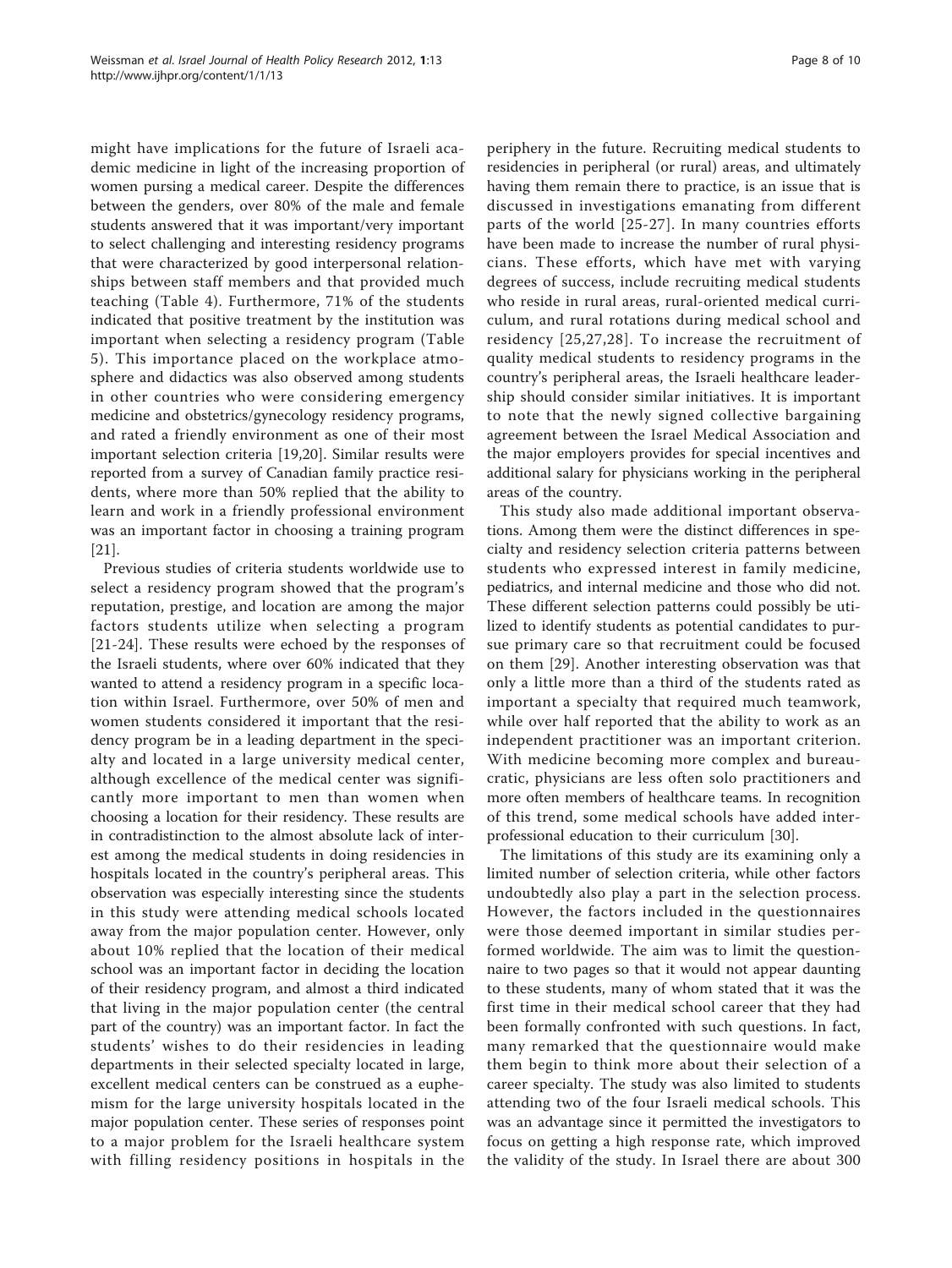might have implications for the future of Israeli academic medicine in light of the increasing proportion of women pursing a medical career. Despite the differences between the genders, over 80% of the male and female students answered that it was important/very important to select challenging and interesting residency programs that were characterized by good interpersonal relationships between staff members and that provided much teaching (Table 4). Furthermore, 71% of the students indicated that positive treatment by the institution was important when selecting a residency program (Table 5). This importance placed on the workplace atmosphere and didactics was also observed among students in other countries who were considering emergency medicine and obstetrics/gynecology residency programs, and rated a friendly environment as one of their most important selection criteria [19,20]. Similar results were reported from a survey of Canadian family practice residents, where more than 50% replied that the ability to learn and work in a friendly professional environment was an important factor in choosing a training program [21].

Previous studies of criteria students worldwide use to select a residency program showed that the program's reputation, prestige, and location are among the major factors students utilize when selecting a program [21-24]. These results were echoed by the responses of the Israeli students, where over 60% indicated that they wanted to attend a residency program in a specific location within Israel. Furthermore, over 50% of men and women students considered it important that the residency program be in a leading department in the specialty and located in a large university medical center, although excellence of the medical center was significantly more important to men than women when choosing a location for their residency. These results are in contradistinction to the almost absolute lack of interest among the medical students in doing residencies in hospitals located in the country's peripheral areas. This observation was especially interesting since the students in this study were attending medical schools located away from the major population center. However, only about 10% replied that the location of their medical school was an important factor in deciding the location of their residency program, and almost a third indicated that living in the major population center (the central part of the country) was an important factor. In fact the students' wishes to do their residencies in leading departments in their selected specialty located in large, excellent medical centers can be construed as a euphemism for the large university hospitals located in the major population center. These series of responses point to a major problem for the Israeli healthcare system with filling residency positions in hospitals in the periphery in the future. Recruiting medical students to residencies in peripheral (or rural) areas, and ultimately having them remain there to practice, is an issue that is discussed in investigations emanating from different parts of the world [25-27]. In many countries efforts have been made to increase the number of rural physicians. These efforts, which have met with varying degrees of success, include recruiting medical students who reside in rural areas, rural-oriented medical curriculum, and rural rotations during medical school and residency [25,27,28]. To increase the recruitment of quality medical students to residency programs in the country's peripheral areas, the Israeli healthcare leadership should consider similar initiatives. It is important to note that the newly signed collective bargaining agreement between the Israel Medical Association and the major employers provides for special incentives and additional salary for physicians working in the peripheral areas of the country.

This study also made additional important observations. Among them were the distinct differences in specialty and residency selection criteria patterns between students who expressed interest in family medicine, pediatrics, and internal medicine and those who did not. These different selection patterns could possibly be utilized to identify students as potential candidates to pursue primary care so that recruitment could be focused on them [29]. Another interesting observation was that only a little more than a third of the students rated as important a specialty that required much teamwork, while over half reported that the ability to work as an independent practitioner was an important criterion. With medicine becoming more complex and bureaucratic, physicians are less often solo practitioners and more often members of healthcare teams. In recognition of this trend, some medical schools have added interprofessional education to their curriculum [30].

The limitations of this study are its examining only a limited number of selection criteria, while other factors undoubtedly also play a part in the selection process. However, the factors included in the questionnaires were those deemed important in similar studies performed worldwide. The aim was to limit the questionnaire to two pages so that it would not appear daunting to these students, many of whom stated that it was the first time in their medical school career that they had been formally confronted with such questions. In fact, many remarked that the questionnaire would make them begin to think more about their selection of a career specialty. The study was also limited to students attending two of the four Israeli medical schools. This was an advantage since it permitted the investigators to focus on getting a high response rate, which improved the validity of the study. In Israel there are about 300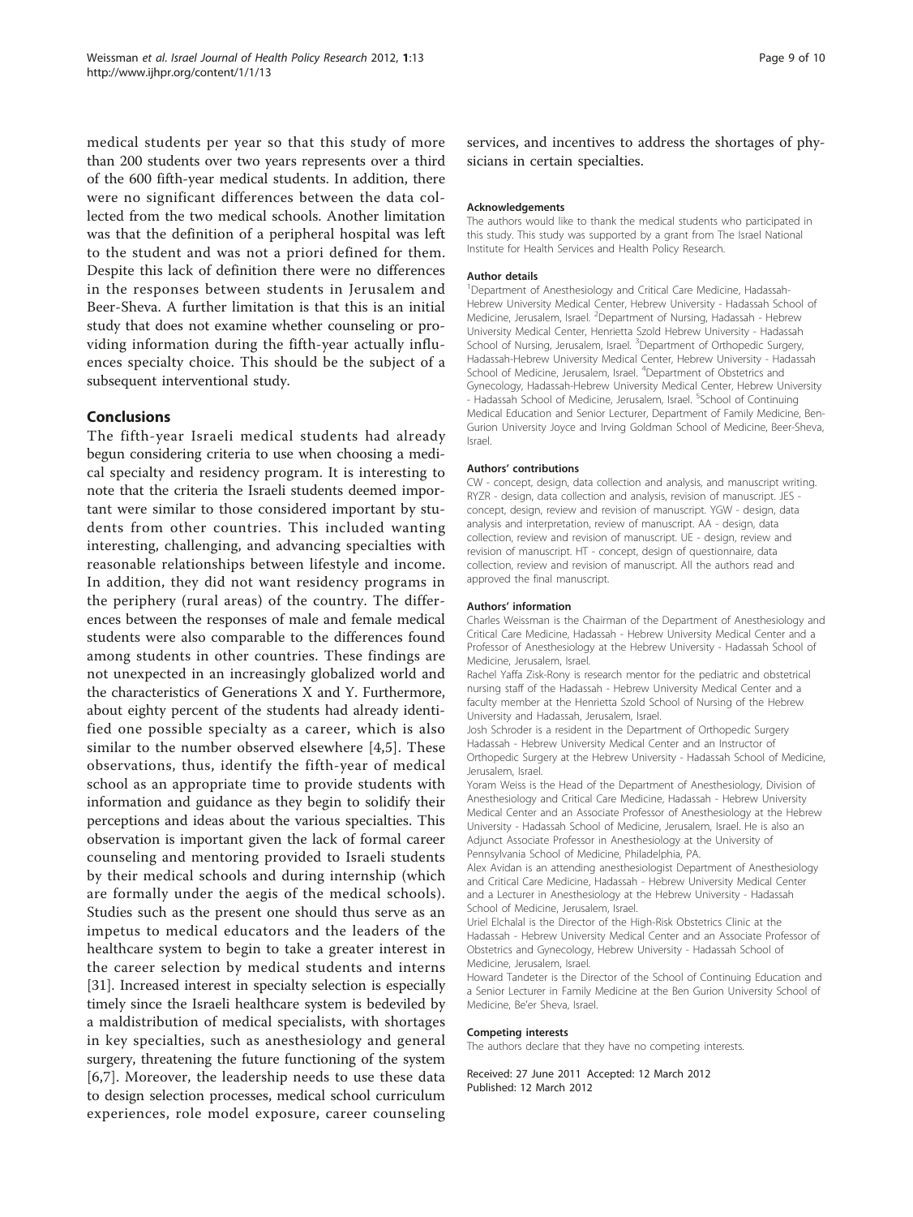medical students per year so that this study of more than 200 students over two years represents over a third of the 600 fifth-year medical students. In addition, there were no significant differences between the data collected from the two medical schools. Another limitation was that the definition of a peripheral hospital was left to the student and was not a priori defined for them. Despite this lack of definition there were no differences in the responses between students in Jerusalem and Beer-Sheva. A further limitation is that this is an initial study that does not examine whether counseling or providing information during the fifth-year actually influences specialty choice. This should be the subject of a subsequent interventional study.

## Conclusions

The fifth-year Israeli medical students had already begun considering criteria to use when choosing a medical specialty and residency program. It is interesting to note that the criteria the Israeli students deemed important were similar to those considered important by students from other countries. This included wanting interesting, challenging, and advancing specialties with reasonable relationships between lifestyle and income. In addition, they did not want residency programs in the periphery (rural areas) of the country. The differences between the responses of male and female medical students were also comparable to the differences found among students in other countries. These findings are not unexpected in an increasingly globalized world and the characteristics of Generations X and Y. Furthermore, about eighty percent of the students had already identified one possible specialty as a career, which is also similar to the number observed elsewhere [4,5]. These observations, thus, identify the fifth-year of medical school as an appropriate time to provide students with information and guidance as they begin to solidify their perceptions and ideas about the various specialties. This observation is important given the lack of formal career counseling and mentoring provided to Israeli students by their medical schools and during internship (which are formally under the aegis of the medical schools). Studies such as the present one should thus serve as an impetus to medical educators and the leaders of the healthcare system to begin to take a greater interest in the career selection by medical students and interns [31]. Increased interest in specialty selection is especially timely since the Israeli healthcare system is bedeviled by a maldistribution of medical specialists, with shortages in key specialties, such as anesthesiology and general surgery, threatening the future functioning of the system [6,7]. Moreover, the leadership needs to use these data to design selection processes, medical school curriculum experiences, role model exposure, career counseling services, and incentives to address the shortages of physicians in certain specialties.

#### Acknowledgements

The authors would like to thank the medical students who participated in this study. This study was supported by a grant from The Israel National Institute for Health Services and Health Policy Research.

#### Author details

[1]Department of Anesthesiology and Critical Care Medicine, Hadassah-Hebrew University Medical Center, Hebrew University - Hadassah School of Medicine, Jerusalem, Israel. [2]Department of Nursing, Hadassah - Hebrew University Medical Center, Henrietta Szold Hebrew University - Hadassah School of Nursing, Jerusalem, Israel. [3]Department of Orthopedic Surgery, Hadassah-Hebrew University Medical Center, Hebrew University - Hadassah School of Medicine, Jerusalem, Israel. [4]Department of Obstetrics and Gynecology, Hadassah-Hebrew University Medical Center, Hebrew University - Hadassah School of Medicine, Jerusalem, Israel. [5]School of Continuing Medical Education and Senior Lecturer, Department of Family Medicine, Ben-Gurion University Joyce and Irving Goldman School of Medicine, Beer-Sheva, Israel.

#### Authors' contributions

CW - concept, design, data collection and analysis, and manuscript writing. RYZR - design, data collection and analysis, revision of manuscript. JES - concept, design, review and revision of manuscript. YGW - design, data analysis and interpretation, review of manuscript. AA - design, data collection, review and revision of manuscript. UE - design, review and revision of manuscript. HT - concept, design of questionnaire, data collection, review and revision of manuscript. All the authors read and approved the final manuscript.

#### Authors' information

Charles Weissman is the Chairman of the Department of Anesthesiology and Critical Care Medicine, Hadassah - Hebrew University Medical Center and a Professor of Anesthesiology at the Hebrew University - Hadassah School of Medicine, Jerusalem, Israel.

Rachel Yaffa Zisk-Rony is research mentor for the pediatric and obstetrical nursing staff of the Hadassah - Hebrew University Medical Center and a faculty member at the Henrietta Szold School of Nursing of the Hebrew University and Hadassah, Jerusalem, Israel.

Josh Schroder is a resident in the Department of Orthopedic Surgery Hadassah - Hebrew University Medical Center and an Instructor of Orthopedic Surgery at the Hebrew University - Hadassah School of Medicine, Jerusalem, Israel.

Yoram Weiss is the Head of the Department of Anesthesiology, Division of Anesthesiology and Critical Care Medicine, Hadassah - Hebrew University Medical Center and an Associate Professor of Anesthesiology at the Hebrew University - Hadassah School of Medicine, Jerusalem, Israel. He is also an Adjunct Associate Professor in Anesthesiology at the University of Pennsylvania School of Medicine, Philadelphia, PA.

Alex Avidan is an attending anesthesiologist Department of Anesthesiology and Critical Care Medicine, Hadassah - Hebrew University Medical Center and a Lecturer in Anesthesiology at the Hebrew University - Hadassah School of Medicine, Jerusalem, Israel.

Uriel Elchalal is the Director of the High-Risk Obstetrics Clinic at the Hadassah - Hebrew University Medical Center and an Associate Professor of Obstetrics and Gynecology, Hebrew University - Hadassah School of Medicine, Jerusalem, Israel.

Howard Tandeter is the Director of the School of Continuing Education and a Senior Lecturer in Family Medicine at the Ben Gurion University School of Medicine, Be'er Sheva, Israel.

#### Competing interests

The authors declare that they have no competing interests.

Received: 27 June 2011 Accepted: 12 March 2012
Published: 12 March 2012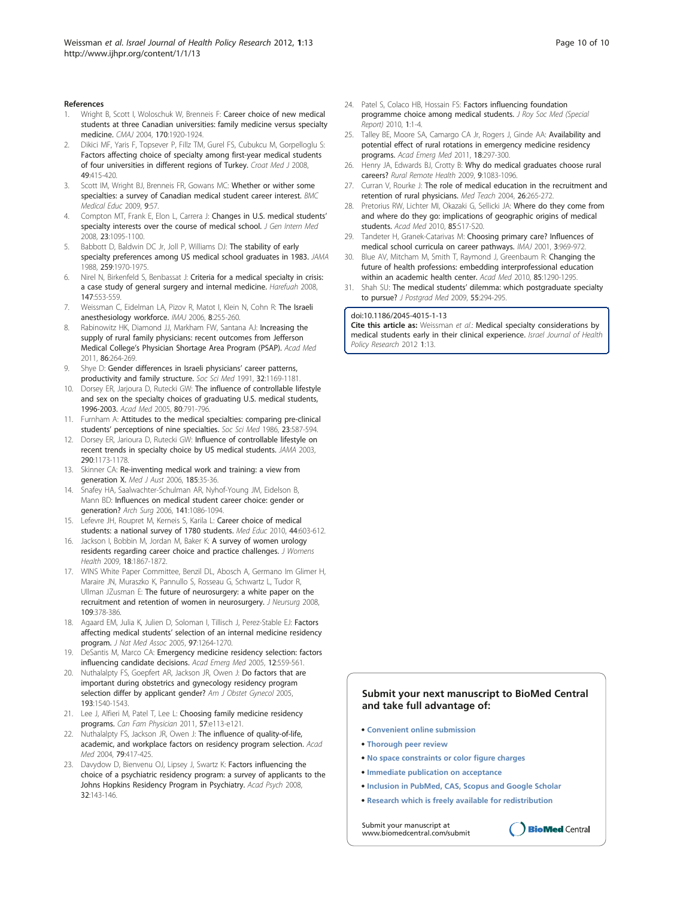## References

1. Wright B, Scott I, Woloschuk W, Brenneis F: Career choice of new medical students at three Canadian universities: family medicine versus specialty medicine. *CMAJ* 2004, **170**:1920-1924.
2. Dikici MF, Yaris F, Topsever P, Fillz TM, Gurel FS, Cubukcu M, Gorpelloglu S: Factors affecting choice of specialty among first-year medical students of four universities in different regions of Turkey. *Croat Med J* 2008, **49**:415-420.
3. Scott IM, Wright BJ, Brenneis FR, Gowans MC: Whether or wither some specialties: a survey of Canadian medical student career interest. *BMC Medical Educ* 2009, **9**:57.
4. Compton MT, Frank E, Elon L, Carrera J: Changes in U.S. medical students' specialty interests over the course of medical school. *J Gen Intern Med* 2008, **23**:1095-1100.
5. Babbott D, Baldwin DC Jr, Joll P, Williams DJ: The stability of early specialty preferences among US medical school graduates in 1983. *JAMA* 1988, **259**:1970-1975.
6. Nirel N, Birkenfeld S, Benbassat J: Criteria for a medical specialty in crisis: a case study of general surgery and internal medicine. *Harefuah* 2008, **147**:553-559.
7. Weissman C, Eidelman LA, Pizov R, Matot I, Klein N, Cohn R: The Israeli anesthesiology workforce. *IMAJ* 2006, **8**:255-260.
8. Rabinowitz HK, Diamond JJ, Markham FW, Santana AJ: Increasing the supply of rural family physicians: recent outcomes from Jefferson Medical College's Physician Shortage Area Program (PSAP). *Acad Med* 2011, **86**:264-269.
9. Shye D: Gender differences in Israeli physicians' career patterns, productivity and family structure. *Soc Sci Med* 1991, **32**:1169-1181.
10. Dorsey ER, Jarjoura D, Rutecki GW: The influence of controllable lifestyle and sex on the specialty choices of graduating U.S. medical students, 1996-2003. *Acad Med* 2005, **80**:791-796.
11. Furnham A: Attitudes to the medical specialties: comparing pre-clinical students' perceptions of nine specialties. *Soc Sci Med* 1986, **23**:587-594.
12. Dorsey ER, Jarioura D, Rutecki GW: Influence of controllable lifestyle on recent trends in specialty choice by US medical students. *JAMA* 2003, **290**:1173-1178.
13. Skinner CA: Re-inventing medical work and training: a view from generation X. *Med J Aust* 2006, **185**:35-36.
14. Snafey HA, Saalwachter-Schulman AR, Nyhof-Young JM, Eidelson B, Mann BD: Influences on medical student career choice: gender or generation? *Arch Surg* 2006, **141**:1086-1094.
15. Lefevre JH, Roupret M, Kerneis S, Karila L: Career choice of medical students: a national survey of 1780 students. *Med Educ* 2010, **44**:603-612.
16. Jackson I, Bobbin M, Jordan M, Baker K: A survey of women urology residents regarding career choice and practice challenges. *J Womens Health* 2009, **18**:1867-1872.
17. WINS White Paper Committee, Benzil DL, Abosch A, Germano Im Glimer H, Maraire JN, Muraszko K, Pannullo S, Rosseau G, Schwartz L, Tudor R, Ullman JZusman E: The future of neurosurgery: a white paper on the recruitment and retention of women in neurosurgery. *J Neursurg* 2008, **109**:378-386.
18. Agaard EM, Julia K, Julien D, Soloman I, Tillisch J, Perez-Stable EJ: Factors affecting medical students' selection of an internal medicine residency program. *J Nat Med Assoc* 2005, **97**:1264-1270.
19. DeSantis M, Marco CA: Emergency medicine residency selection: factors influencing candidate decisions. *Acad Emerg Med* 2005, **12**:559-561.
20. Nuthalalpty FS, Goepfert AR, Jackson JR, Owen J: Do factors that are important during obstetrics and gynecology residency program selection differ by applicant gender? *Am J Obstet Gynecol* 2005, **193**:1540-1543.
21. Lee J, Alfieri M, Patel T, Lee L: Choosing family medicine residency programs. *Can Fam Physician* 2011, **57**:e113-e121.
22. Nuthalalpty FS, Jackson JR, Owen J: The influence of quality-of-life, academic, and workplace factors on residency program selection. *Acad Med* 2004, **79**:417-425.
23. Davydow D, Bienvenu OJ, Lipsey J, Swartz K: Factors influencing the choice of a psychiatric residency program: a survey of applicants to the Johns Hopkins Residency Program in Psychiatry. *Acad Psych* 2008, **32**:143-146.
24. Patel S, Colaco HB, Hossain FS: Factors influencing foundation programme choice among medical students. *J Roy Soc Med (Special Report)* 2010, **1**:1-4.
25. Talley BE, Moore SA, Camargo CA Jr, Rogers J, Ginde AA: Availability and potential effect of rural rotations in emergency medicine residency programs. *Acad Emerg Med* 2011, **18**:297-300.
26. Henry JA, Edwards BJ, Crotty B: Why do medical graduates choose rural careers? *Rural Remote Health* 2009, **9**:1083-1096.
27. Curran V, Rourke J: The role of medical education in the recruitment and retention of rural physicians. *Med Teach* 2004, **26**:265-272.
28. Pretorius RW, Lichter MI, Okazaki G, Sellicki JA: Where do they come from and where do they go: implications of geographic origins of medical students. *Acad Med* 2010, **85**:S17-S20.
29. Tandeter H, Granek-Catarivas M: Choosing primary care? Influences of medical school curricula on career pathways. *IMAJ* 2001, **3**:969-972.
30. Blue AV, Mitcham M, Smith T, Raymond J, Greenbaum R: Changing the future of health professions: embedding interprofessional education within an academic health center. *Acad Med* 2010, **85**:1290-1295.
31. Shah SU: The medical students' dilemma: which postgraduate specialty to pursue? *J Postgrad Med* 2009, **55**:294-295.

doi:10.1186/2045-4015-1-13

**Cite this article as:** Weissman *et al.*: Medical specialty considerations by medical students early in their clinical experience. *Israel Journal of Health Policy Research* 2012 **1**:13.

**Submit your next manuscript to BioMed Central and take full advantage of:**

- **Convenient online submission**
- **Thorough peer review**
- **No space constraints or color figure charges**
- **Immediate publication on acceptance**
- **Inclusion in PubMed, CAS, Scopus and Google Scholar**
- **Research which is freely available for redistribution**

Submit your manuscript at www.biomedcentral.com/submit

BioMed Central